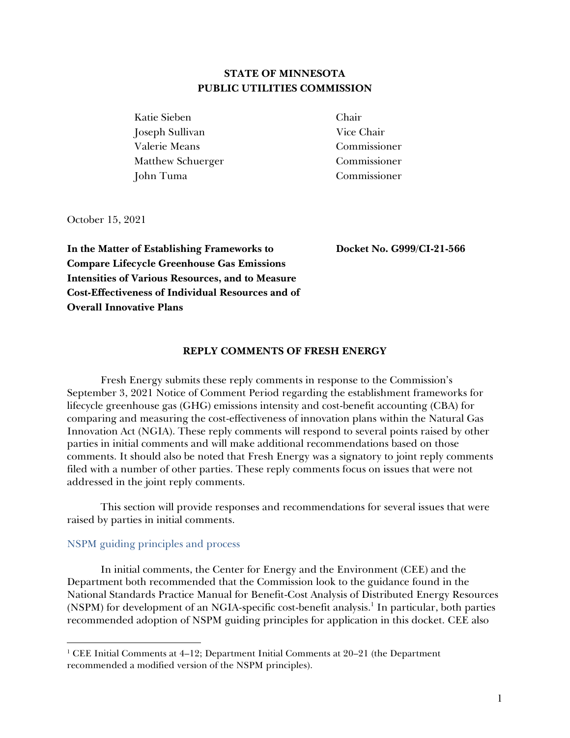**STATE OF MINNESOTA**
**PUBLIC UTILITIES COMMISSION**

| | |
|---|---|
| Katie Sieben | Chair |
| Joseph Sullivan | Vice Chair |
| Valerie Means | Commissioner |
| Matthew Schuerger | Commissioner |
| John Tuma | Commissioner |

October 15, 2021

**In the Matter of Establishing Frameworks to Compare Lifecycle Greenhouse Gas Emissions Intensities of Various Resources, and to Measure Cost-Effectiveness of Individual Resources and of Overall Innovative Plans**

**Docket No. G999/CI-21-566**

**REPLY COMMENTS OF FRESH ENERGY**

Fresh Energy submits these reply comments in response to the Commission's September 3, 2021 Notice of Comment Period regarding the establishment frameworks for lifecycle greenhouse gas (GHG) emissions intensity and cost-benefit accounting (CBA) for comparing and measuring the cost-effectiveness of innovation plans within the Natural Gas Innovation Act (NGIA). These reply comments will respond to several points raised by other parties in initial comments and will make additional recommendations based on those comments. It should also be noted that Fresh Energy was a signatory to joint reply comments filed with a number of other parties. These reply comments focus on issues that were not addressed in the joint reply comments.

This section will provide responses and recommendations for several issues that were raised by parties in initial comments.

### NSPM guiding principles and process

In initial comments, the Center for Energy and the Environment (CEE) and the Department both recommended that the Commission look to the guidance found in the National Standards Practice Manual for Benefit-Cost Analysis of Distributed Energy Resources (NSPM) for development of an NGIA-specific cost-benefit analysis.[1] In particular, both parties recommended adoption of NSPM guiding principles for application in this docket. CEE also

[1] CEE Initial Comments at 4–12; Department Initial Comments at 20–21 (the Department recommended a modified version of the NSPM principles).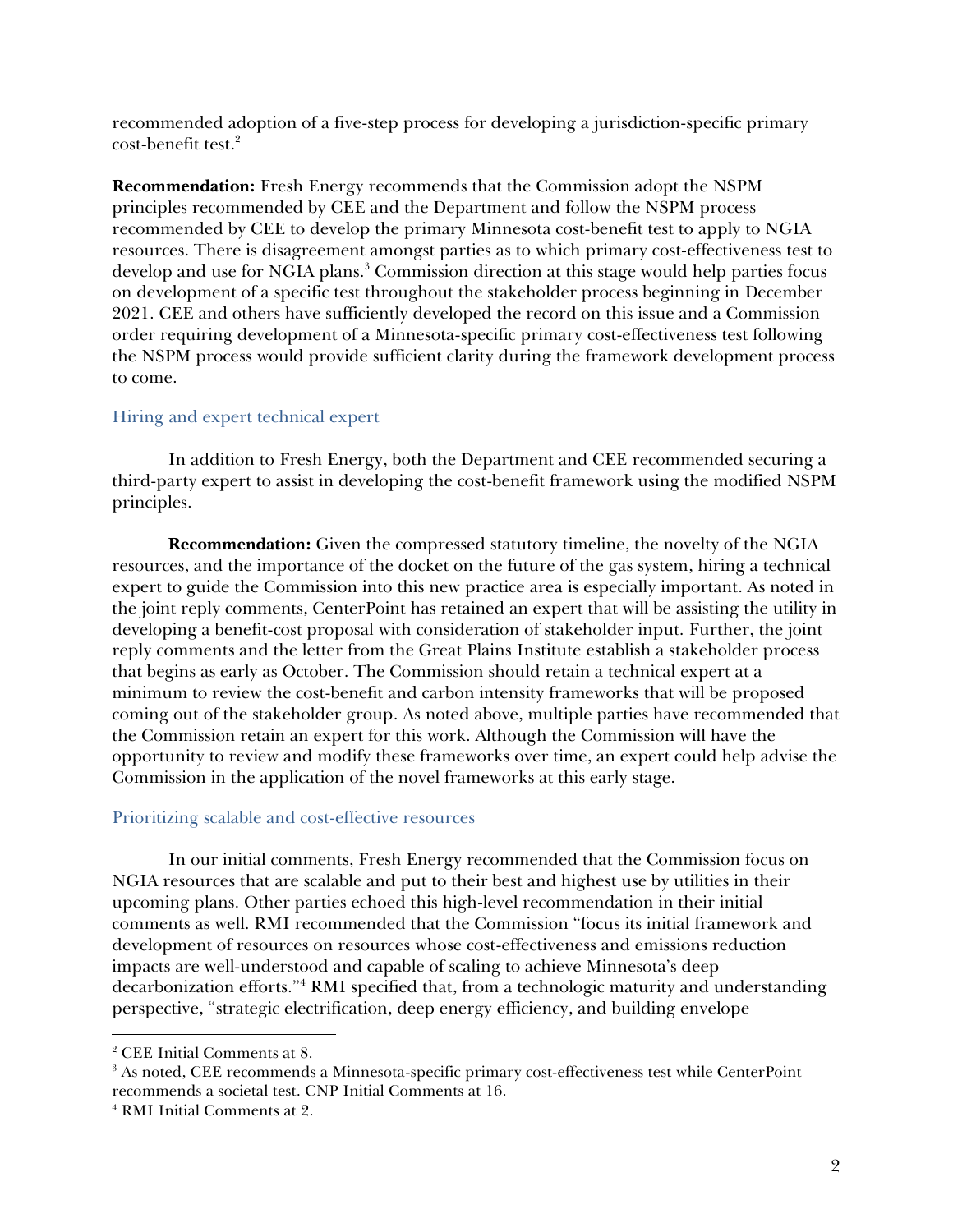recommended adoption of a five-step process for developing a jurisdiction-specific primary cost-benefit test.[2]

**Recommendation:** Fresh Energy recommends that the Commission adopt the NSPM principles recommended by CEE and the Department and follow the NSPM process recommended by CEE to develop the primary Minnesota cost-benefit test to apply to NGIA resources. There is disagreement amongst parties as to which primary cost-effectiveness test to develop and use for NGIA plans.[3] Commission direction at this stage would help parties focus on development of a specific test throughout the stakeholder process beginning in December 2021. CEE and others have sufficiently developed the record on this issue and a Commission order requiring development of a Minnesota-specific primary cost-effectiveness test following the NSPM process would provide sufficient clarity during the framework development process to come.

### Hiring and expert technical expert

In addition to Fresh Energy, both the Department and CEE recommended securing a third-party expert to assist in developing the cost-benefit framework using the modified NSPM principles.

**Recommendation:** Given the compressed statutory timeline, the novelty of the NGIA resources, and the importance of the docket on the future of the gas system, hiring a technical expert to guide the Commission into this new practice area is especially important. As noted in the joint reply comments, CenterPoint has retained an expert that will be assisting the utility in developing a benefit-cost proposal with consideration of stakeholder input. Further, the joint reply comments and the letter from the Great Plains Institute establish a stakeholder process that begins as early as October. The Commission should retain a technical expert at a minimum to review the cost-benefit and carbon intensity frameworks that will be proposed coming out of the stakeholder group. As noted above, multiple parties have recommended that the Commission retain an expert for this work. Although the Commission will have the opportunity to review and modify these frameworks over time, an expert could help advise the Commission in the application of the novel frameworks at this early stage.

### Prioritizing scalable and cost-effective resources

In our initial comments, Fresh Energy recommended that the Commission focus on NGIA resources that are scalable and put to their best and highest use by utilities in their upcoming plans. Other parties echoed this high-level recommendation in their initial comments as well. RMI recommended that the Commission "focus its initial framework and development of resources on resources whose cost-effectiveness and emissions reduction impacts are well-understood and capable of scaling to achieve Minnesota's deep decarbonization efforts."[4] RMI specified that, from a technologic maturity and understanding perspective, "strategic electrification, deep energy efficiency, and building envelope

---

[2] CEE Initial Comments at 8.

[3] As noted, CEE recommends a Minnesota-specific primary cost-effectiveness test while CenterPoint recommends a societal test. CNP Initial Comments at 16.

[4] RMI Initial Comments at 2.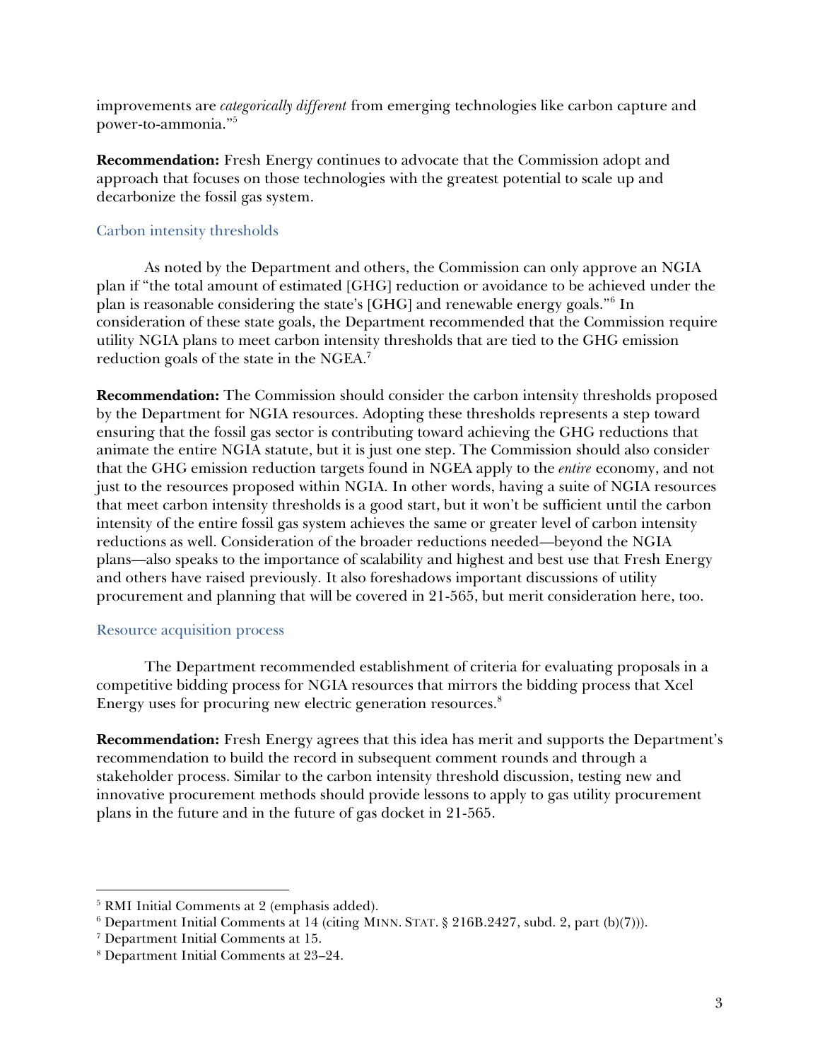improvements are *categorically different* from emerging technologies like carbon capture and power-to-ammonia."[5]

**Recommendation:** Fresh Energy continues to advocate that the Commission adopt and approach that focuses on those technologies with the greatest potential to scale up and decarbonize the fossil gas system.

### Carbon intensity thresholds

As noted by the Department and others, the Commission can only approve an NGIA plan if "the total amount of estimated [GHG] reduction or avoidance to be achieved under the plan is reasonable considering the state's [GHG] and renewable energy goals."[6] In consideration of these state goals, the Department recommended that the Commission require utility NGIA plans to meet carbon intensity thresholds that are tied to the GHG emission reduction goals of the state in the NGEA.[7]

**Recommendation:** The Commission should consider the carbon intensity thresholds proposed by the Department for NGIA resources. Adopting these thresholds represents a step toward ensuring that the fossil gas sector is contributing toward achieving the GHG reductions that animate the entire NGIA statute, but it is just one step. The Commission should also consider that the GHG emission reduction targets found in NGEA apply to the *entire* economy, and not just to the resources proposed within NGIA. In other words, having a suite of NGIA resources that meet carbon intensity thresholds is a good start, but it won't be sufficient until the carbon intensity of the entire fossil gas system achieves the same or greater level of carbon intensity reductions as well. Consideration of the broader reductions needed—beyond the NGIA plans—also speaks to the importance of scalability and highest and best use that Fresh Energy and others have raised previously. It also foreshadows important discussions of utility procurement and planning that will be covered in 21-565, but merit consideration here, too.

### Resource acquisition process

The Department recommended establishment of criteria for evaluating proposals in a competitive bidding process for NGIA resources that mirrors the bidding process that Xcel Energy uses for procuring new electric generation resources.[8]

**Recommendation:** Fresh Energy agrees that this idea has merit and supports the Department's recommendation to build the record in subsequent comment rounds and through a stakeholder process. Similar to the carbon intensity threshold discussion, testing new and innovative procurement methods should provide lessons to apply to gas utility procurement plans in the future and in the future of gas docket in 21-565.

---

[5] RMI Initial Comments at 2 (emphasis added).

[6] Department Initial Comments at 14 (citing MINN. STAT. § 216B.2427, subd. 2, part (b)(7))).

[7] Department Initial Comments at 15.

[8] Department Initial Comments at 23–24.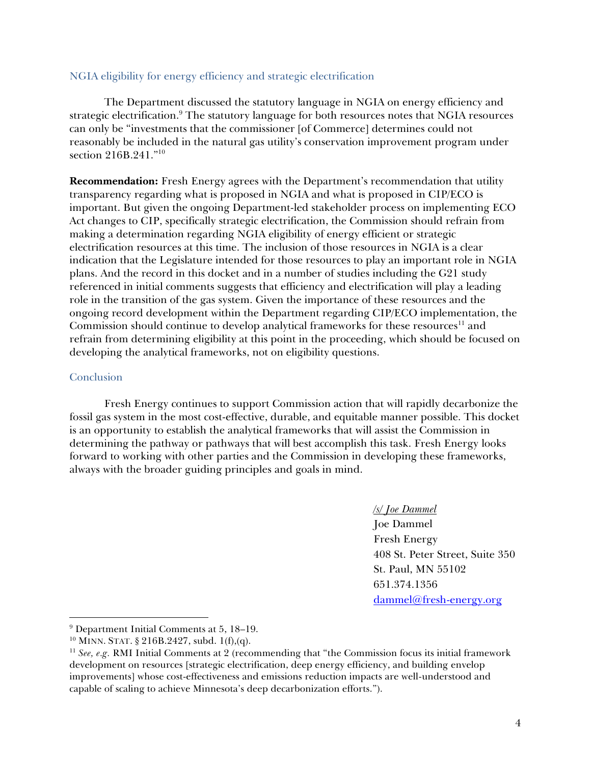## NGIA eligibility for energy efficiency and strategic electrification

The Department discussed the statutory language in NGIA on energy efficiency and strategic electrification.[9] The statutory language for both resources notes that NGIA resources can only be "investments that the commissioner [of Commerce] determines could not reasonably be included in the natural gas utility's conservation improvement program under section 216B.241."[10]

**Recommendation:** Fresh Energy agrees with the Department's recommendation that utility transparency regarding what is proposed in NGIA and what is proposed in CIP/ECO is important. But given the ongoing Department-led stakeholder process on implementing ECO Act changes to CIP, specifically strategic electrification, the Commission should refrain from making a determination regarding NGIA eligibility of energy efficient or strategic electrification resources at this time. The inclusion of those resources in NGIA is a clear indication that the Legislature intended for those resources to play an important role in NGIA plans. And the record in this docket and in a number of studies including the G21 study referenced in initial comments suggests that efficiency and electrification will play a leading role in the transition of the gas system. Given the importance of these resources and the ongoing record development within the Department regarding CIP/ECO implementation, the Commission should continue to develop analytical frameworks for these resources[11] and refrain from determining eligibility at this point in the proceeding, which should be focused on developing the analytical frameworks, not on eligibility questions.

## Conclusion

Fresh Energy continues to support Commission action that will rapidly decarbonize the fossil gas system in the most cost-effective, durable, and equitable manner possible. This docket is an opportunity to establish the analytical frameworks that will assist the Commission in determining the pathway or pathways that will best accomplish this task. Fresh Energy looks forward to working with other parties and the Commission in developing these frameworks, always with the broader guiding principles and goals in mind.

*/s/ Joe Dammel*
Joe Dammel
Fresh Energy
408 St. Peter Street, Suite 350
St. Paul, MN 55102
651.374.1356
dammel@fresh-energy.org

---

[9] Department Initial Comments at 5, 18–19.

[10] MINN. STAT. § 216B.2427, subd. 1(f),(q).

[11] *See, e.g.* RMI Initial Comments at 2 (recommending that "the Commission focus its initial framework development on resources [strategic electrification, deep energy efficiency, and building envelop improvements] whose cost-effectiveness and emissions reduction impacts are well-understood and capable of scaling to achieve Minnesota's deep decarbonization efforts.").